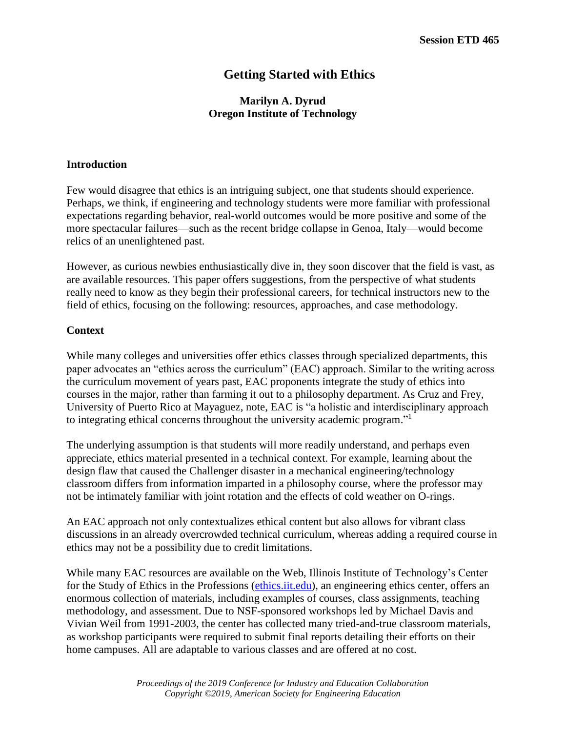Session ETD 465

# Getting Started with Ethics

**Marilyn A. Dyrud**
**Oregon Institute of Technology**

## Introduction

Few would disagree that ethics is an intriguing subject, one that students should experience. Perhaps, we think, if engineering and technology students were more familiar with professional expectations regarding behavior, real-world outcomes would be more positive and some of the more spectacular failures—such as the recent bridge collapse in Genoa, Italy—would become relics of an unenlightened past.

However, as curious newbies enthusiastically dive in, they soon discover that the field is vast, as are available resources. This paper offers suggestions, from the perspective of what students really need to know as they begin their professional careers, for technical instructors new to the field of ethics, focusing on the following: resources, approaches, and case methodology.

## Context

While many colleges and universities offer ethics classes through specialized departments, this paper advocates an "ethics across the curriculum" (EAC) approach. Similar to the writing across the curriculum movement of years past, EAC proponents integrate the study of ethics into courses in the major, rather than farming it out to a philosophy department. As Cruz and Frey, University of Puerto Rico at Mayaguez, note, EAC is "a holistic and interdisciplinary approach to integrating ethical concerns throughout the university academic program."[1]

The underlying assumption is that students will more readily understand, and perhaps even appreciate, ethics material presented in a technical context. For example, learning about the design flaw that caused the Challenger disaster in a mechanical engineering/technology classroom differs from information imparted in a philosophy course, where the professor may not be intimately familiar with joint rotation and the effects of cold weather on O-rings.

An EAC approach not only contextualizes ethical content but also allows for vibrant class discussions in an already overcrowded technical curriculum, whereas adding a required course in ethics may not be a possibility due to credit limitations.

While many EAC resources are available on the Web, Illinois Institute of Technology's Center for the Study of Ethics in the Professions (ethics.iit.edu), an engineering ethics center, offers an enormous collection of materials, including examples of courses, class assignments, teaching methodology, and assessment. Due to NSF-sponsored workshops led by Michael Davis and Vivian Weil from 1991-2003, the center has collected many tried-and-true classroom materials, as workshop participants were required to submit final reports detailing their efforts on their home campuses. All are adaptable to various classes and are offered at no cost.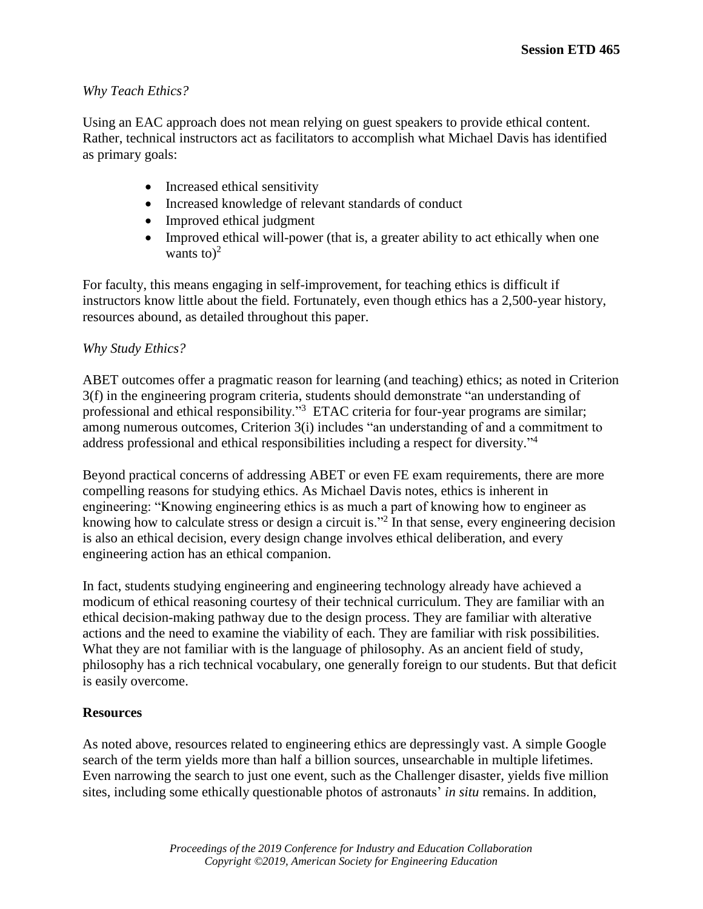*Why Teach Ethics?*

Using an EAC approach does not mean relying on guest speakers to provide ethical content. Rather, technical instructors act as facilitators to accomplish what Michael Davis has identified as primary goals:

- Increased ethical sensitivity
- Increased knowledge of relevant standards of conduct
- Improved ethical judgment
- Improved ethical will-power (that is, a greater ability to act ethically when one wants to)[2]

For faculty, this means engaging in self-improvement, for teaching ethics is difficult if instructors know little about the field. Fortunately, even though ethics has a 2,500-year history, resources abound, as detailed throughout this paper.

*Why Study Ethics?*

ABET outcomes offer a pragmatic reason for learning (and teaching) ethics; as noted in Criterion 3(f) in the engineering program criteria, students should demonstrate "an understanding of professional and ethical responsibility."[3] ETAC criteria for four-year programs are similar; among numerous outcomes, Criterion 3(i) includes "an understanding of and a commitment to address professional and ethical responsibilities including a respect for diversity."[4]

Beyond practical concerns of addressing ABET or even FE exam requirements, there are more compelling reasons for studying ethics. As Michael Davis notes, ethics is inherent in engineering: "Knowing engineering ethics is as much a part of knowing how to engineer as knowing how to calculate stress or design a circuit is."[2] In that sense, every engineering decision is also an ethical decision, every design change involves ethical deliberation, and every engineering action has an ethical companion.

In fact, students studying engineering and engineering technology already have achieved a modicum of ethical reasoning courtesy of their technical curriculum. They are familiar with an ethical decision-making pathway due to the design process. They are familiar with alterative actions and the need to examine the viability of each. They are familiar with risk possibilities. What they are not familiar with is the language of philosophy. As an ancient field of study, philosophy has a rich technical vocabulary, one generally foreign to our students. But that deficit is easily overcome.

## Resources

As noted above, resources related to engineering ethics are depressingly vast. A simple Google search of the term yields more than half a billion sources, unsearchable in multiple lifetimes. Even narrowing the search to just one event, such as the Challenger disaster, yields five million sites, including some ethically questionable photos of astronauts' *in situ* remains. In addition,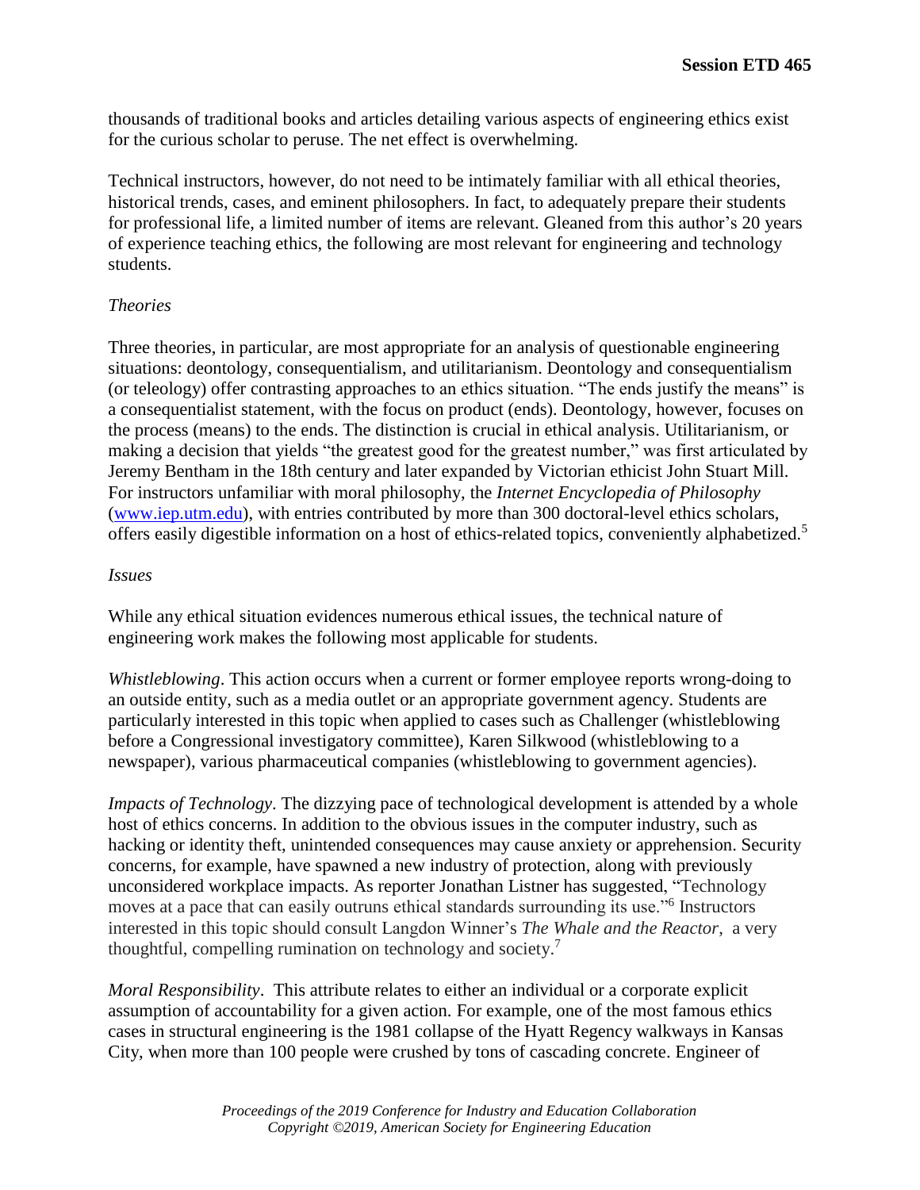thousands of traditional books and articles detailing various aspects of engineering ethics exist for the curious scholar to peruse. The net effect is overwhelming.

Technical instructors, however, do not need to be intimately familiar with all ethical theories, historical trends, cases, and eminent philosophers. In fact, to adequately prepare their students for professional life, a limited number of items are relevant. Gleaned from this author's 20 years of experience teaching ethics, the following are most relevant for engineering and technology students.

*Theories*

Three theories, in particular, are most appropriate for an analysis of questionable engineering situations: deontology, consequentialism, and utilitarianism. Deontology and consequentialism (or teleology) offer contrasting approaches to an ethics situation. "The ends justify the means" is a consequentialist statement, with the focus on product (ends). Deontology, however, focuses on the process (means) to the ends. The distinction is crucial in ethical analysis. Utilitarianism, or making a decision that yields "the greatest good for the greatest number," was first articulated by Jeremy Bentham in the 18th century and later expanded by Victorian ethicist John Stuart Mill. For instructors unfamiliar with moral philosophy, the *Internet Encyclopedia of Philosophy* (www.iep.utm.edu), with entries contributed by more than 300 doctoral-level ethics scholars, offers easily digestible information on a host of ethics-related topics, conveniently alphabetized.[5]

*Issues*

While any ethical situation evidences numerous ethical issues, the technical nature of engineering work makes the following most applicable for students.

*Whistleblowing*. This action occurs when a current or former employee reports wrong-doing to an outside entity, such as a media outlet or an appropriate government agency. Students are particularly interested in this topic when applied to cases such as Challenger (whistleblowing before a Congressional investigatory committee), Karen Silkwood (whistleblowing to a newspaper), various pharmaceutical companies (whistleblowing to government agencies).

*Impacts of Technology*. The dizzying pace of technological development is attended by a whole host of ethics concerns. In addition to the obvious issues in the computer industry, such as hacking or identity theft, unintended consequences may cause anxiety or apprehension. Security concerns, for example, have spawned a new industry of protection, along with previously unconsidered workplace impacts. As reporter Jonathan Listner has suggested, "Technology moves at a pace that can easily outruns ethical standards surrounding its use."[6] Instructors interested in this topic should consult Langdon Winner's *The Whale and the Reactor*, a very thoughtful, compelling rumination on technology and society.[7]

*Moral Responsibility*. This attribute relates to either an individual or a corporate explicit assumption of accountability for a given action. For example, one of the most famous ethics cases in structural engineering is the 1981 collapse of the Hyatt Regency walkways in Kansas City, when more than 100 people were crushed by tons of cascading concrete. Engineer of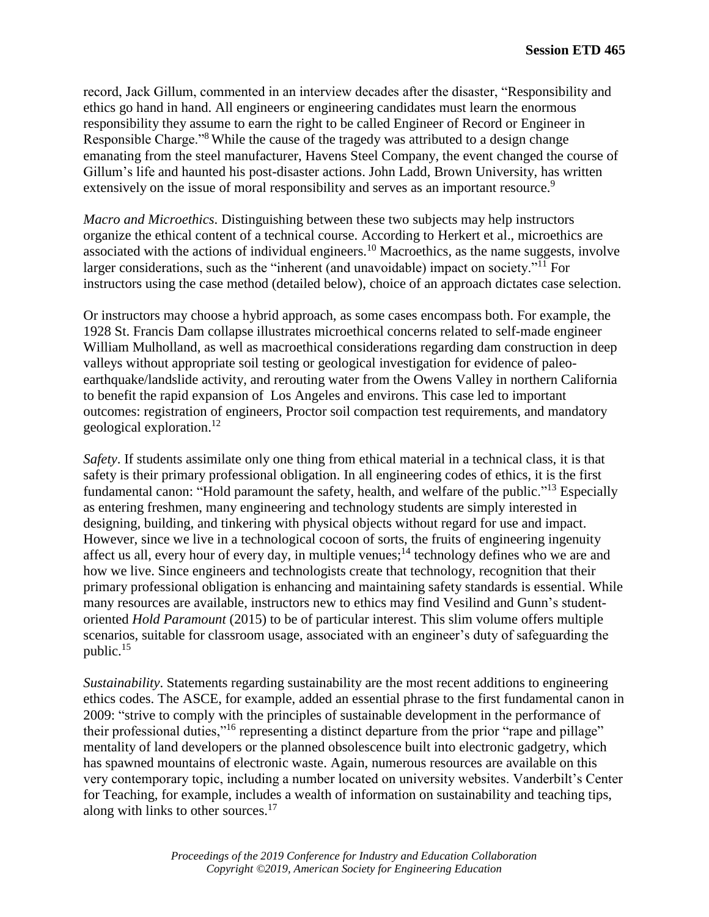record, Jack Gillum, commented in an interview decades after the disaster, "Responsibility and ethics go hand in hand. All engineers or engineering candidates must learn the enormous responsibility they assume to earn the right to be called Engineer of Record or Engineer in Responsible Charge."[8] While the cause of the tragedy was attributed to a design change emanating from the steel manufacturer, Havens Steel Company, the event changed the course of Gillum's life and haunted his post-disaster actions. John Ladd, Brown University, has written extensively on the issue of moral responsibility and serves as an important resource.[9]

*Macro and Microethics*. Distinguishing between these two subjects may help instructors organize the ethical content of a technical course. According to Herkert et al., microethics are associated with the actions of individual engineers.[10] Macroethics, as the name suggests, involve larger considerations, such as the "inherent (and unavoidable) impact on society."[11] For instructors using the case method (detailed below), choice of an approach dictates case selection.

Or instructors may choose a hybrid approach, as some cases encompass both. For example, the 1928 St. Francis Dam collapse illustrates microethical concerns related to self-made engineer William Mulholland, as well as macroethical considerations regarding dam construction in deep valleys without appropriate soil testing or geological investigation for evidence of paleo-earthquake/landslide activity, and rerouting water from the Owens Valley in northern California to benefit the rapid expansion of Los Angeles and environs. This case led to important outcomes: registration of engineers, Proctor soil compaction test requirements, and mandatory geological exploration.[12]

*Safety*. If students assimilate only one thing from ethical material in a technical class, it is that safety is their primary professional obligation. In all engineering codes of ethics, it is the first fundamental canon: "Hold paramount the safety, health, and welfare of the public."[13] Especially as entering freshmen, many engineering and technology students are simply interested in designing, building, and tinkering with physical objects without regard for use and impact. However, since we live in a technological cocoon of sorts, the fruits of engineering ingenuity affect us all, every hour of every day, in multiple venues;[14] technology defines who we are and how we live. Since engineers and technologists create that technology, recognition that their primary professional obligation is enhancing and maintaining safety standards is essential. While many resources are available, instructors new to ethics may find Vesilind and Gunn's student-oriented *Hold Paramount* (2015) to be of particular interest. This slim volume offers multiple scenarios, suitable for classroom usage, associated with an engineer's duty of safeguarding the public.[15]

*Sustainability*. Statements regarding sustainability are the most recent additions to engineering ethics codes. The ASCE, for example, added an essential phrase to the first fundamental canon in 2009: "strive to comply with the principles of sustainable development in the performance of their professional duties,"[16] representing a distinct departure from the prior "rape and pillage" mentality of land developers or the planned obsolescence built into electronic gadgetry, which has spawned mountains of electronic waste. Again, numerous resources are available on this very contemporary topic, including a number located on university websites. Vanderbilt's Center for Teaching, for example, includes a wealth of information on sustainability and teaching tips, along with links to other sources.[17]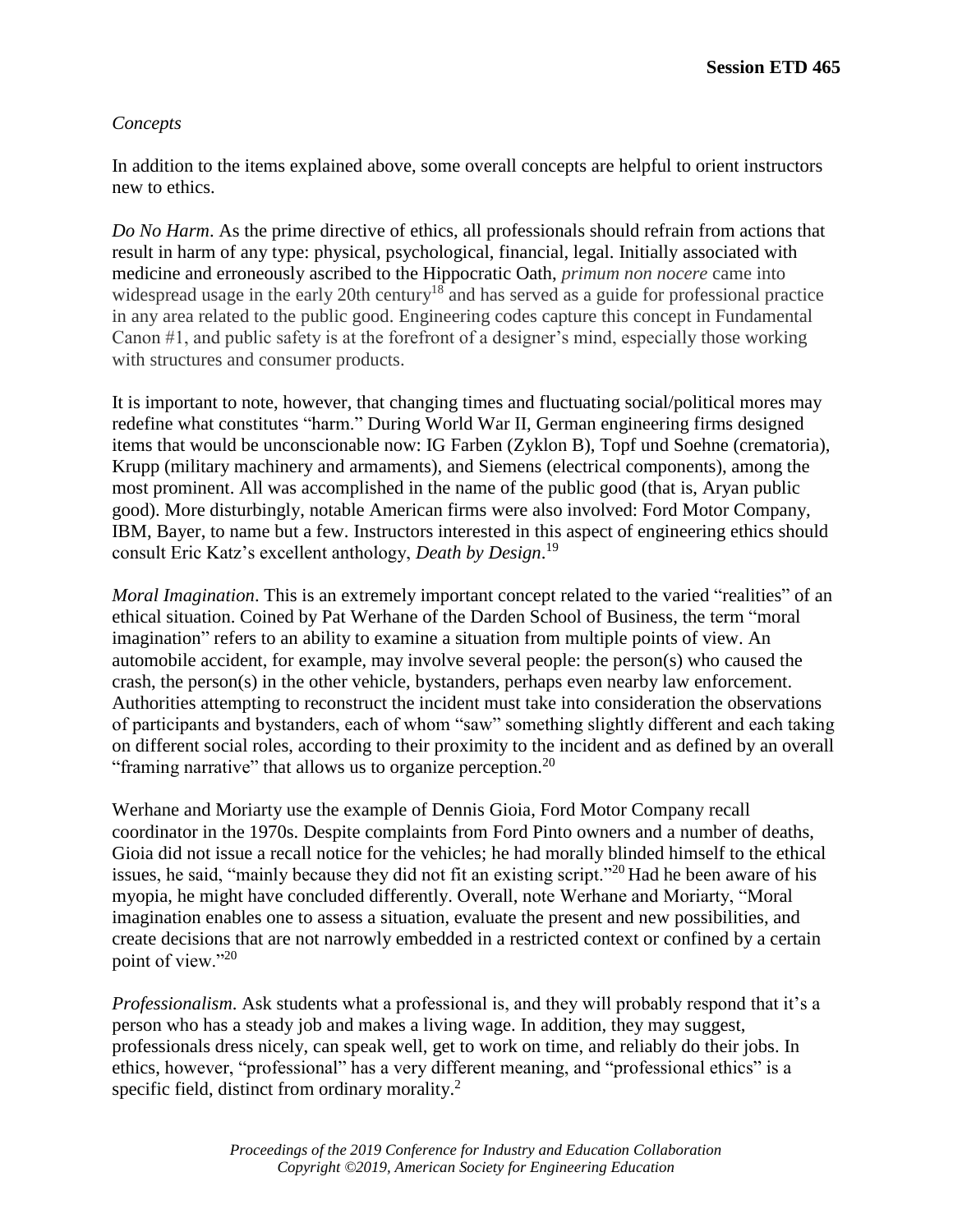*Concepts*

In addition to the items explained above, some overall concepts are helpful to orient instructors new to ethics.

*Do No Harm*. As the prime directive of ethics, all professionals should refrain from actions that result in harm of any type: physical, psychological, financial, legal. Initially associated with medicine and erroneously ascribed to the Hippocratic Oath, *primum non nocere* came into widespread usage in the early 20th century[18] and has served as a guide for professional practice in any area related to the public good. Engineering codes capture this concept in Fundamental Canon #1, and public safety is at the forefront of a designer's mind, especially those working with structures and consumer products.

It is important to note, however, that changing times and fluctuating social/political mores may redefine what constitutes "harm." During World War II, German engineering firms designed items that would be unconscionable now: IG Farben (Zyklon B), Topf und Soehne (crematoria), Krupp (military machinery and armaments), and Siemens (electrical components), among the most prominent. All was accomplished in the name of the public good (that is, Aryan public good). More disturbingly, notable American firms were also involved: Ford Motor Company, IBM, Bayer, to name but a few. Instructors interested in this aspect of engineering ethics should consult Eric Katz's excellent anthology, *Death by Design*.[19]

*Moral Imagination*. This is an extremely important concept related to the varied "realities" of an ethical situation. Coined by Pat Werhane of the Darden School of Business, the term "moral imagination" refers to an ability to examine a situation from multiple points of view. An automobile accident, for example, may involve several people: the person(s) who caused the crash, the person(s) in the other vehicle, bystanders, perhaps even nearby law enforcement. Authorities attempting to reconstruct the incident must take into consideration the observations of participants and bystanders, each of whom "saw" something slightly different and each taking on different social roles, according to their proximity to the incident and as defined by an overall "framing narrative" that allows us to organize perception.[20]

Werhane and Moriarty use the example of Dennis Gioia, Ford Motor Company recall coordinator in the 1970s. Despite complaints from Ford Pinto owners and a number of deaths, Gioia did not issue a recall notice for the vehicles; he had morally blinded himself to the ethical issues, he said, "mainly because they did not fit an existing script."[20] Had he been aware of his myopia, he might have concluded differently. Overall, note Werhane and Moriarty, "Moral imagination enables one to assess a situation, evaluate the present and new possibilities, and create decisions that are not narrowly embedded in a restricted context or confined by a certain point of view."[20]

*Professionalism*. Ask students what a professional is, and they will probably respond that it's a person who has a steady job and makes a living wage. In addition, they may suggest, professionals dress nicely, can speak well, get to work on time, and reliably do their jobs. In ethics, however, "professional" has a very different meaning, and "professional ethics" is a specific field, distinct from ordinary morality.[2]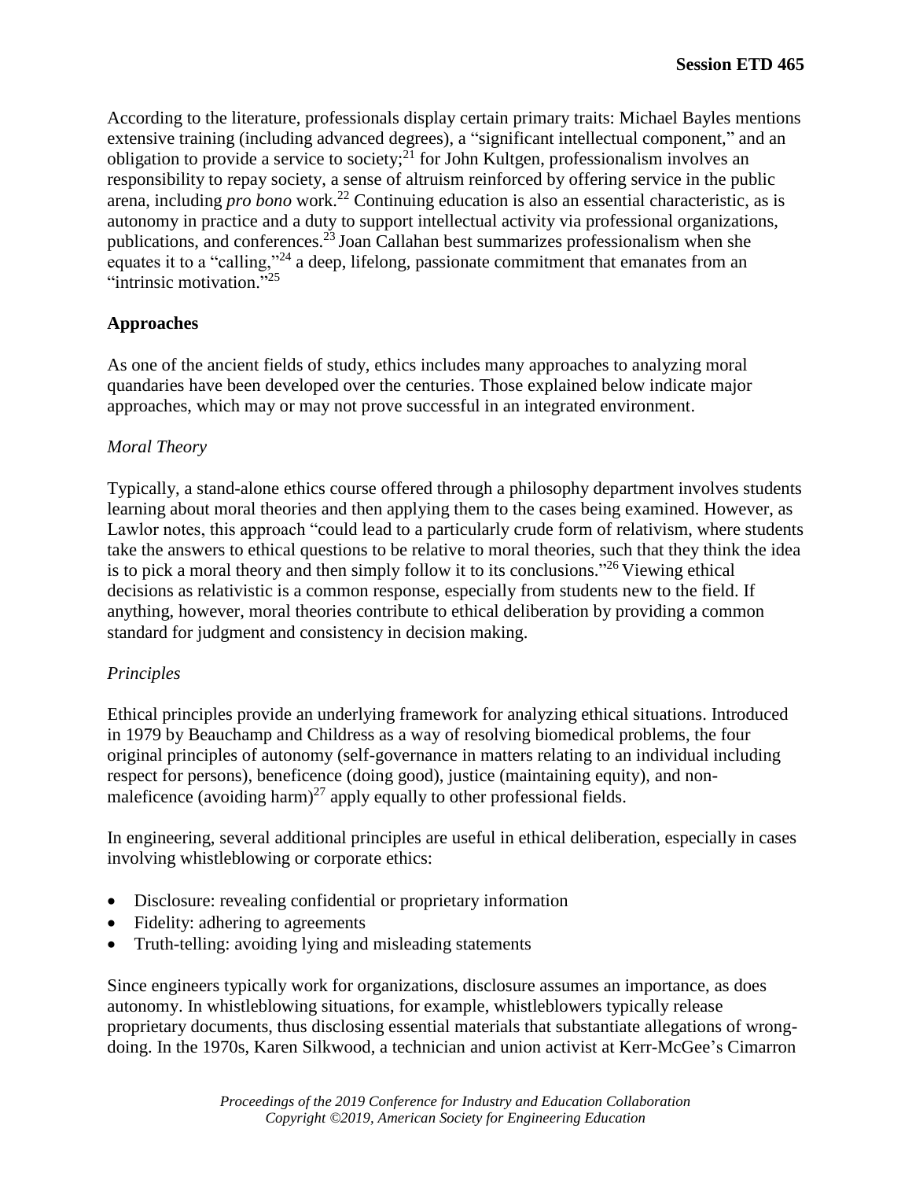According to the literature, professionals display certain primary traits: Michael Bayles mentions extensive training (including advanced degrees), a "significant intellectual component," and an obligation to provide a service to society;[21] for John Kultgen, professionalism involves an responsibility to repay society, a sense of altruism reinforced by offering service in the public arena, including *pro bono* work.[22] Continuing education is also an essential characteristic, as is autonomy in practice and a duty to support intellectual activity via professional organizations, publications, and conferences.[23] Joan Callahan best summarizes professionalism when she equates it to a "calling,"[24] a deep, lifelong, passionate commitment that emanates from an "intrinsic motivation."[25]

## Approaches

As one of the ancient fields of study, ethics includes many approaches to analyzing moral quandaries have been developed over the centuries. Those explained below indicate major approaches, which may or may not prove successful in an integrated environment.

### *Moral Theory*

Typically, a stand-alone ethics course offered through a philosophy department involves students learning about moral theories and then applying them to the cases being examined. However, as Lawlor notes, this approach "could lead to a particularly crude form of relativism, where students take the answers to ethical questions to be relative to moral theories, such that they think the idea is to pick a moral theory and then simply follow it to its conclusions."[26] Viewing ethical decisions as relativistic is a common response, especially from students new to the field. If anything, however, moral theories contribute to ethical deliberation by providing a common standard for judgment and consistency in decision making.

### *Principles*

Ethical principles provide an underlying framework for analyzing ethical situations. Introduced in 1979 by Beauchamp and Childress as a way of resolving biomedical problems, the four original principles of autonomy (self-governance in matters relating to an individual including respect for persons), beneficence (doing good), justice (maintaining equity), and non-maleficence (avoiding harm)[27] apply equally to other professional fields.

In engineering, several additional principles are useful in ethical deliberation, especially in cases involving whistleblowing or corporate ethics:

- Disclosure: revealing confidential or proprietary information
- Fidelity: adhering to agreements
- Truth-telling: avoiding lying and misleading statements

Since engineers typically work for organizations, disclosure assumes an importance, as does autonomy. In whistleblowing situations, for example, whistleblowers typically release proprietary documents, thus disclosing essential materials that substantiate allegations of wrong-doing. In the 1970s, Karen Silkwood, a technician and union activist at Kerr-McGee's Cimarron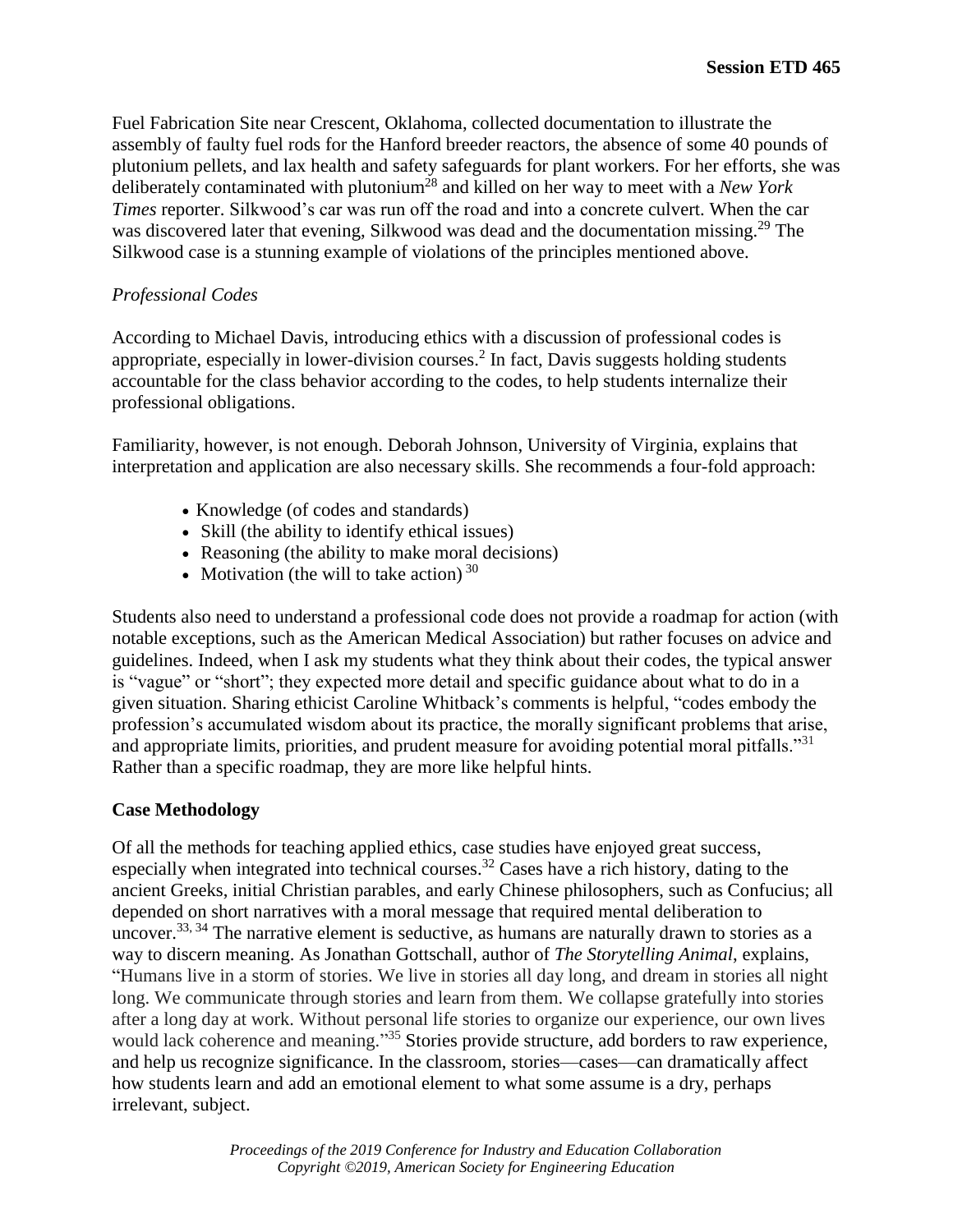Fuel Fabrication Site near Crescent, Oklahoma, collected documentation to illustrate the assembly of faulty fuel rods for the Hanford breeder reactors, the absence of some 40 pounds of plutonium pellets, and lax health and safety safeguards for plant workers. For her efforts, she was deliberately contaminated with plutonium[28] and killed on her way to meet with a *New York Times* reporter. Silkwood's car was run off the road and into a concrete culvert. When the car was discovered later that evening, Silkwood was dead and the documentation missing.[29] The Silkwood case is a stunning example of violations of the principles mentioned above.

### *Professional Codes*

According to Michael Davis, introducing ethics with a discussion of professional codes is appropriate, especially in lower-division courses.[2] In fact, Davis suggests holding students accountable for the class behavior according to the codes, to help students internalize their professional obligations.

Familiarity, however, is not enough. Deborah Johnson, University of Virginia, explains that interpretation and application are also necessary skills. She recommends a four-fold approach:

- Knowledge (of codes and standards)
- Skill (the ability to identify ethical issues)
- Reasoning (the ability to make moral decisions)
- Motivation (the will to take action) [30]

Students also need to understand a professional code does not provide a roadmap for action (with notable exceptions, such as the American Medical Association) but rather focuses on advice and guidelines. Indeed, when I ask my students what they think about their codes, the typical answer is "vague" or "short"; they expected more detail and specific guidance about what to do in a given situation. Sharing ethicist Caroline Whitback's comments is helpful, "codes embody the profession's accumulated wisdom about its practice, the morally significant problems that arise, and appropriate limits, priorities, and prudent measure for avoiding potential moral pitfalls."[31] Rather than a specific roadmap, they are more like helpful hints.

## Case Methodology

Of all the methods for teaching applied ethics, case studies have enjoyed great success, especially when integrated into technical courses.[32] Cases have a rich history, dating to the ancient Greeks, initial Christian parables, and early Chinese philosophers, such as Confucius; all depended on short narratives with a moral message that required mental deliberation to uncover.[33, 34] The narrative element is seductive, as humans are naturally drawn to stories as a way to discern meaning. As Jonathan Gottschall, author of *The Storytelling Animal*, explains, "Humans live in a storm of stories. We live in stories all day long, and dream in stories all night long. We communicate through stories and learn from them. We collapse gratefully into stories after a long day at work. Without personal life stories to organize our experience, our own lives would lack coherence and meaning."[35] Stories provide structure, add borders to raw experience, and help us recognize significance. In the classroom, stories—cases—can dramatically affect how students learn and add an emotional element to what some assume is a dry, perhaps irrelevant, subject.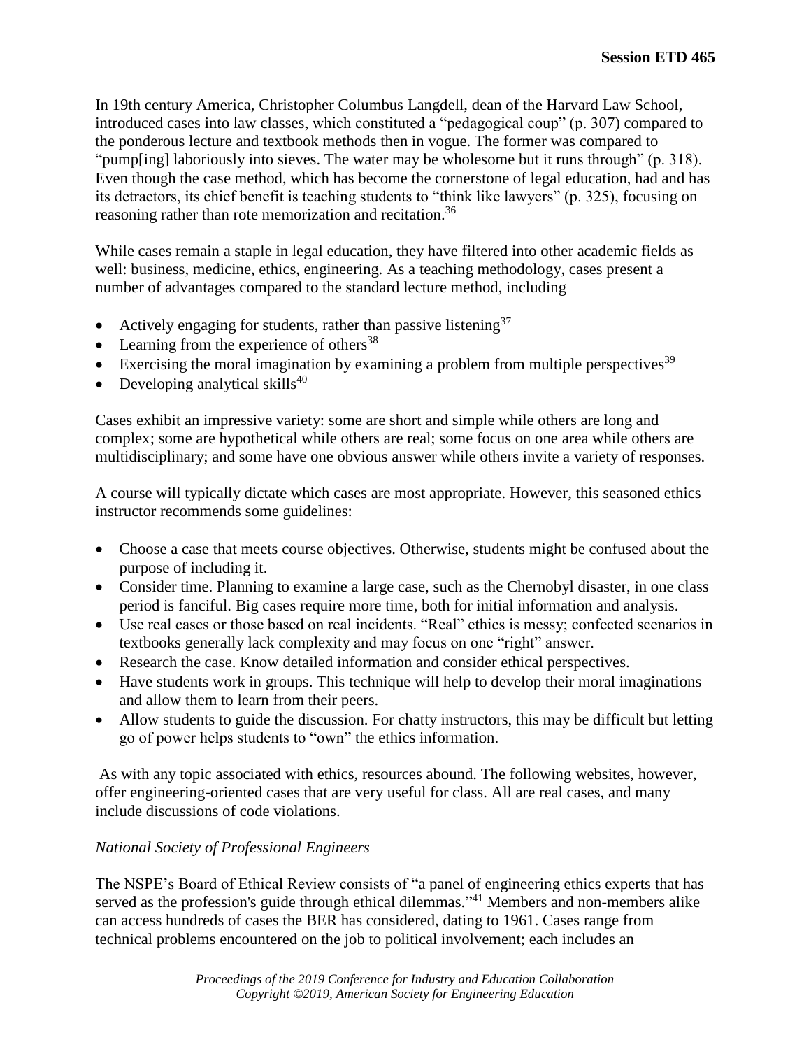In 19th century America, Christopher Columbus Langdell, dean of the Harvard Law School, introduced cases into law classes, which constituted a "pedagogical coup" (p. 307) compared to the ponderous lecture and textbook methods then in vogue. The former was compared to "pump[ing] laboriously into sieves. The water may be wholesome but it runs through" (p. 318). Even though the case method, which has become the cornerstone of legal education, had and has its detractors, its chief benefit is teaching students to "think like lawyers" (p. 325), focusing on reasoning rather than rote memorization and recitation.[36]

While cases remain a staple in legal education, they have filtered into other academic fields as well: business, medicine, ethics, engineering. As a teaching methodology, cases present a number of advantages compared to the standard lecture method, including

- Actively engaging for students, rather than passive listening[37]
- Learning from the experience of others[38]
- Exercising the moral imagination by examining a problem from multiple perspectives[39]
- Developing analytical skills[40]

Cases exhibit an impressive variety: some are short and simple while others are long and complex; some are hypothetical while others are real; some focus on one area while others are multidisciplinary; and some have one obvious answer while others invite a variety of responses.

A course will typically dictate which cases are most appropriate. However, this seasoned ethics instructor recommends some guidelines:

- Choose a case that meets course objectives. Otherwise, students might be confused about the purpose of including it.
- Consider time. Planning to examine a large case, such as the Chernobyl disaster, in one class period is fanciful. Big cases require more time, both for initial information and analysis.
- Use real cases or those based on real incidents. "Real" ethics is messy; confected scenarios in textbooks generally lack complexity and may focus on one "right" answer.
- Research the case. Know detailed information and consider ethical perspectives.
- Have students work in groups. This technique will help to develop their moral imaginations and allow them to learn from their peers.
- Allow students to guide the discussion. For chatty instructors, this may be difficult but letting go of power helps students to "own" the ethics information.

As with any topic associated with ethics, resources abound. The following websites, however, offer engineering-oriented cases that are very useful for class. All are real cases, and many include discussions of code violations.

*National Society of Professional Engineers*

The NSPE's Board of Ethical Review consists of "a panel of engineering ethics experts that has served as the profession's guide through ethical dilemmas."[41] Members and non-members alike can access hundreds of cases the BER has considered, dating to 1961. Cases range from technical problems encountered on the job to political involvement; each includes an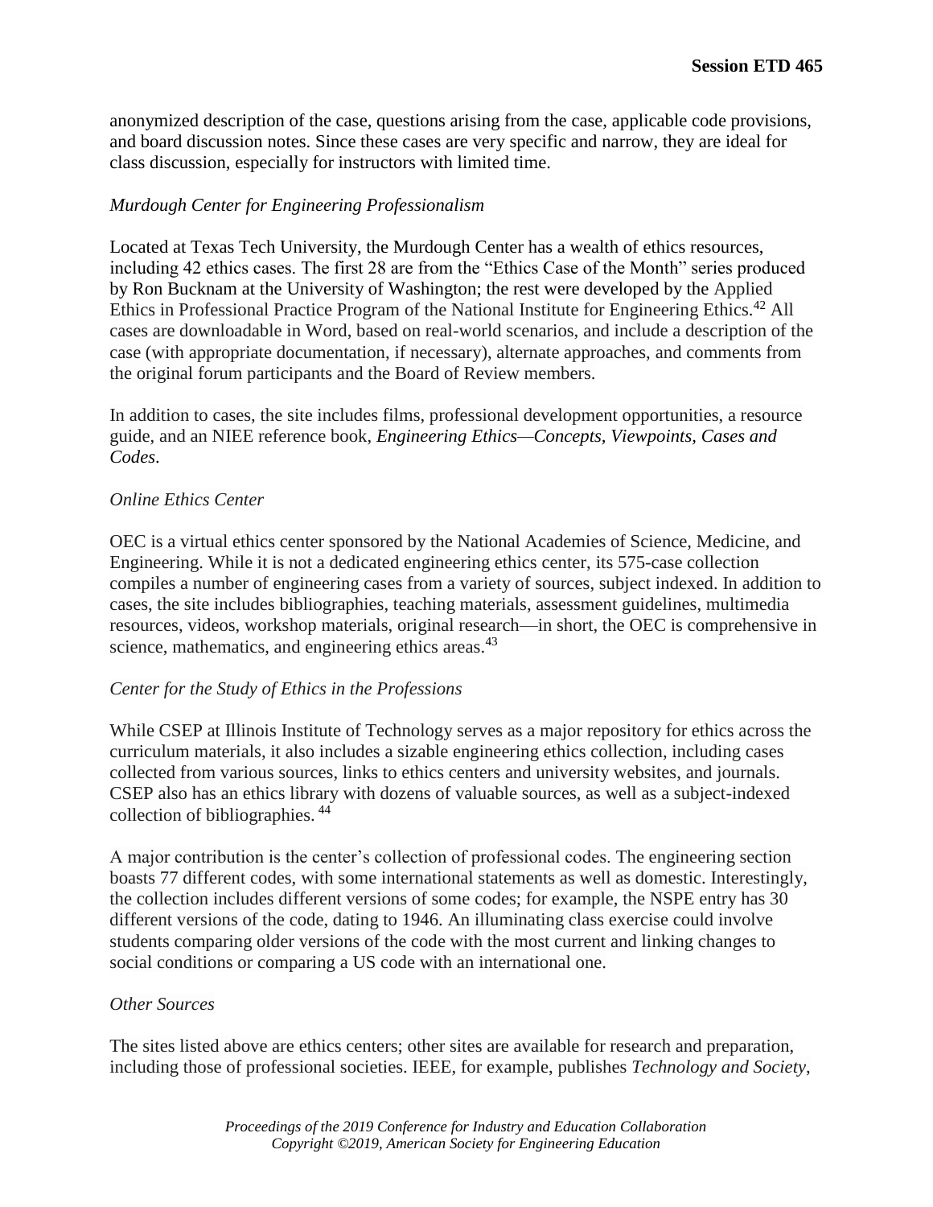anonymized description of the case, questions arising from the case, applicable code provisions, and board discussion notes. Since these cases are very specific and narrow, they are ideal for class discussion, especially for instructors with limited time.

*Murdough Center for Engineering Professionalism*

Located at Texas Tech University, the Murdough Center has a wealth of ethics resources, including 42 ethics cases. The first 28 are from the "Ethics Case of the Month" series produced by Ron Bucknam at the University of Washington; the rest were developed by the Applied Ethics in Professional Practice Program of the National Institute for Engineering Ethics.[42] All cases are downloadable in Word, based on real-world scenarios, and include a description of the case (with appropriate documentation, if necessary), alternate approaches, and comments from the original forum participants and the Board of Review members.

In addition to cases, the site includes films, professional development opportunities, a resource guide, and an NIEE reference book, *Engineering Ethics—Concepts, Viewpoints, Cases and Codes*.

*Online Ethics Center*

OEC is a virtual ethics center sponsored by the National Academies of Science, Medicine, and Engineering. While it is not a dedicated engineering ethics center, its 575-case collection compiles a number of engineering cases from a variety of sources, subject indexed. In addition to cases, the site includes bibliographies, teaching materials, assessment guidelines, multimedia resources, videos, workshop materials, original research—in short, the OEC is comprehensive in science, mathematics, and engineering ethics areas.[43]

*Center for the Study of Ethics in the Professions*

While CSEP at Illinois Institute of Technology serves as a major repository for ethics across the curriculum materials, it also includes a sizable engineering ethics collection, including cases collected from various sources, links to ethics centers and university websites, and journals. CSEP also has an ethics library with dozens of valuable sources, as well as a subject-indexed collection of bibliographies.[44]

A major contribution is the center's collection of professional codes. The engineering section boasts 77 different codes, with some international statements as well as domestic. Interestingly, the collection includes different versions of some codes; for example, the NSPE entry has 30 different versions of the code, dating to 1946. An illuminating class exercise could involve students comparing older versions of the code with the most current and linking changes to social conditions or comparing a US code with an international one.

*Other Sources*

The sites listed above are ethics centers; other sites are available for research and preparation, including those of professional societies. IEEE, for example, publishes *Technology and Society*,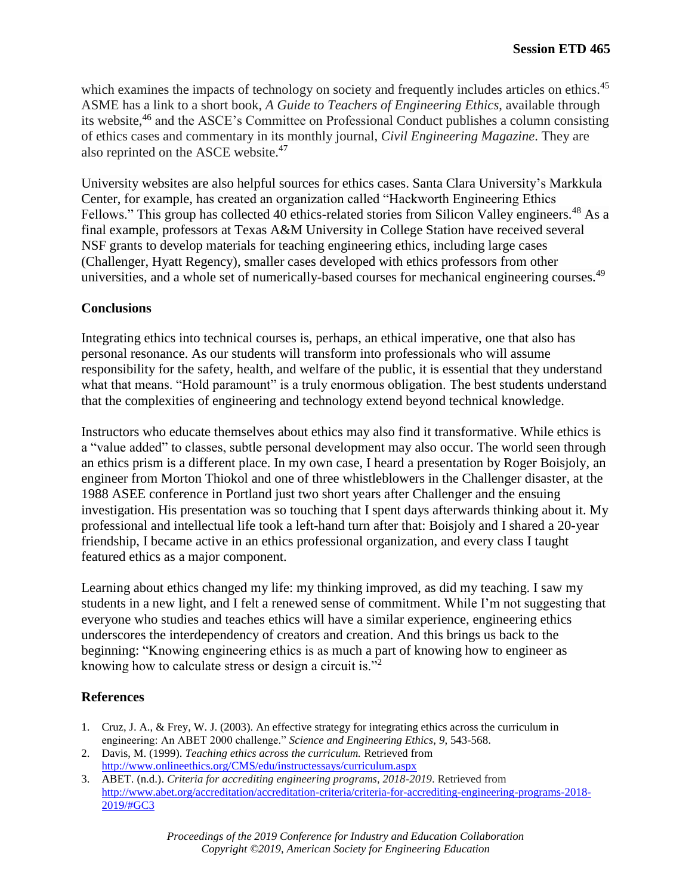which examines the impacts of technology on society and frequently includes articles on ethics.[45] ASME has a link to a short book, *A Guide to Teachers of Engineering Ethics*, available through its website,[46] and the ASCE's Committee on Professional Conduct publishes a column consisting of ethics cases and commentary in its monthly journal, *Civil Engineering Magazine*. They are also reprinted on the ASCE website.[47]

University websites are also helpful sources for ethics cases. Santa Clara University's Markkula Center, for example, has created an organization called "Hackworth Engineering Ethics Fellows." This group has collected 40 ethics-related stories from Silicon Valley engineers.[48] As a final example, professors at Texas A&M University in College Station have received several NSF grants to develop materials for teaching engineering ethics, including large cases (Challenger, Hyatt Regency), smaller cases developed with ethics professors from other universities, and a whole set of numerically-based courses for mechanical engineering courses.[49]

## Conclusions

Integrating ethics into technical courses is, perhaps, an ethical imperative, one that also has personal resonance. As our students will transform into professionals who will assume responsibility for the safety, health, and welfare of the public, it is essential that they understand what that means. "Hold paramount" is a truly enormous obligation. The best students understand that the complexities of engineering and technology extend beyond technical knowledge.

Instructors who educate themselves about ethics may also find it transformative. While ethics is a "value added" to classes, subtle personal development may also occur. The world seen through an ethics prism is a different place. In my own case, I heard a presentation by Roger Boisjoly, an engineer from Morton Thiokol and one of three whistleblowers in the Challenger disaster, at the 1988 ASEE conference in Portland just two short years after Challenger and the ensuing investigation. His presentation was so touching that I spent days afterwards thinking about it. My professional and intellectual life took a left-hand turn after that: Boisjoly and I shared a 20-year friendship, I became active in an ethics professional organization, and every class I taught featured ethics as a major component.

Learning about ethics changed my life: my thinking improved, as did my teaching. I saw my students in a new light, and I felt a renewed sense of commitment. While I'm not suggesting that everyone who studies and teaches ethics will have a similar experience, engineering ethics underscores the interdependency of creators and creation. And this brings us back to the beginning: "Knowing engineering ethics is as much a part of knowing how to engineer as knowing how to calculate stress or design a circuit is."[2]

## References

1. Cruz, J. A., & Frey, W. J. (2003). An effective strategy for integrating ethics across the curriculum in engineering: An ABET 2000 challenge." *Science and Engineering Ethics, 9*, 543-568.
2. Davis, M. (1999). *Teaching ethics across the curriculum.* Retrieved from http://www.onlineethics.org/CMS/edu/instructessays/curriculum.aspx
3. ABET. (n.d.). *Criteria for accrediting engineering programs, 2018-2019*. Retrieved from http://www.abet.org/accreditation/accreditation-criteria/criteria-for-accrediting-engineering-programs-2018-2019/#GC3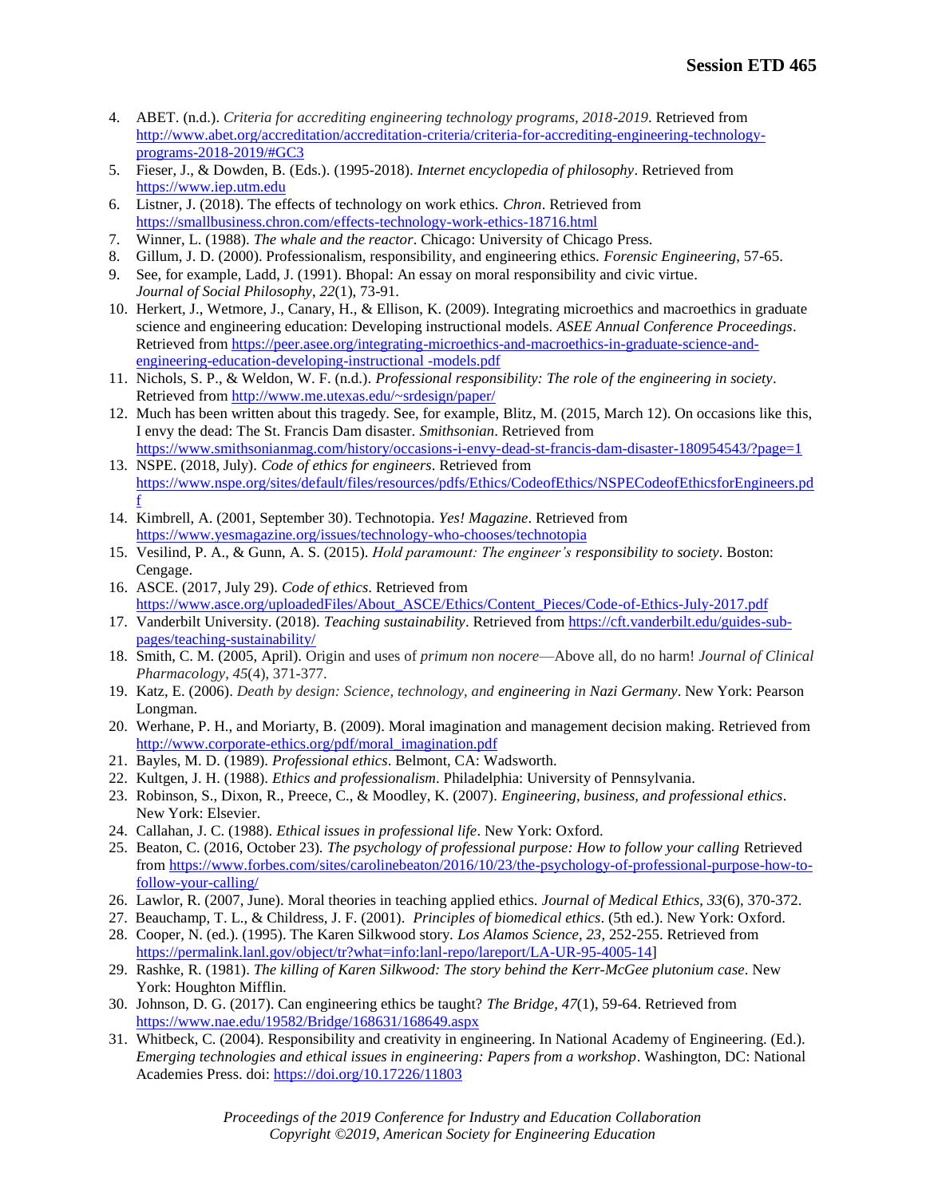4. ABET. (n.d.). *Criteria for accrediting engineering technology programs, 2018-2019*. Retrieved from http://www.abet.org/accreditation/accreditation-criteria/criteria-for-accrediting-engineering-technology-programs-2018-2019/#GC3
5. Fieser, J., & Dowden, B. (Eds.). (1995-2018). *Internet encyclopedia of philosophy*. Retrieved from https://www.iep.utm.edu
6. Listner, J. (2018). The effects of technology on work ethics. *Chron*. Retrieved from https://smallbusiness.chron.com/effects-technology-work-ethics-18716.html
7. Winner, L. (1988). *The whale and the reactor*. Chicago: University of Chicago Press.
8. Gillum, J. D. (2000). Professionalism, responsibility, and engineering ethics. *Forensic Engineering*, 57-65.
9. See, for example, Ladd, J. (1991). Bhopal: An essay on moral responsibility and civic virtue. *Journal of Social Philosophy*, *22*(1), 73-91.
10. Herkert, J., Wetmore, J., Canary, H., & Ellison, K. (2009). Integrating microethics and macroethics in graduate science and engineering education: Developing instructional models. *ASEE Annual Conference Proceedings*. Retrieved from https://peer.asee.org/integrating-microethics-and-macroethics-in-graduate-science-and-engineering-education-developing-instructional -models.pdf
11. Nichols, S. P., & Weldon, W. F. (n.d.). *Professional responsibility: The role of the engineering in society*. Retrieved from http://www.me.utexas.edu/~srdesign/paper/
12. Much has been written about this tragedy. See, for example, Blitz, M. (2015, March 12). On occasions like this, I envy the dead: The St. Francis Dam disaster. *Smithsonian*. Retrieved from https://www.smithsonianmag.com/history/occasions-i-envy-dead-st-francis-dam-disaster-180954543/?page=1
13. NSPE. (2018, July). *Code of ethics for engineers*. Retrieved from https://www.nspe.org/sites/default/files/resources/pdfs/Ethics/CodeofEthics/NSPECodeofEthicsforEngineers.pdf
14. Kimbrell, A. (2001, September 30). Technotopia. *Yes! Magazine*. Retrieved from https://www.yesmagazine.org/issues/technology-who-chooses/technotopia
15. Vesilind, P. A., & Gunn, A. S. (2015). *Hold paramount: The engineer's responsibility to society*. Boston: Cengage.
16. ASCE. (2017, July 29). *Code of ethics*. Retrieved from https://www.asce.org/uploadedFiles/About_ASCE/Ethics/Content_Pieces/Code-of-Ethics-July-2017.pdf
17. Vanderbilt University. (2018). *Teaching sustainability*. Retrieved from https://cft.vanderbilt.edu/guides-sub-pages/teaching-sustainability/
18. Smith, C. M. (2005, April). Origin and uses of *primum non nocere*—Above all, do no harm! *Journal of Clinical Pharmacology*, *45*(4), 371-377.
19. Katz, E. (2006). *Death by design: Science, technology, and engineering in Nazi Germany*. New York: Pearson Longman.
20. Werhane, P. H., and Moriarty, B. (2009). Moral imagination and management decision making. Retrieved from http://www.corporate-ethics.org/pdf/moral_imagination.pdf
21. Bayles, M. D. (1989). *Professional ethics*. Belmont, CA: Wadsworth.
22. Kultgen, J. H. (1988). *Ethics and professionalism*. Philadelphia: University of Pennsylvania.
23. Robinson, S., Dixon, R., Preece, C., & Moodley, K. (2007). *Engineering, business, and professional ethics*. New York: Elsevier.
24. Callahan, J. C. (1988). *Ethical issues in professional life*. New York: Oxford.
25. Beaton, C. (2016, October 23). *The psychology of professional purpose: How to follow your calling* Retrieved from https://www.forbes.com/sites/carolinebeaton/2016/10/23/the-psychology-of-professional-purpose-how-to-follow-your-calling/
26. Lawlor, R. (2007, June). Moral theories in teaching applied ethics. *Journal of Medical Ethics*, *33*(6), 370-372.
27. Beauchamp, T. L., & Childress, J. F. (2001). *Principles of biomedical ethics*. (5th ed.). New York: Oxford.
28. Cooper, N. (ed.). (1995). The Karen Silkwood story. *Los Alamos Science*, *23*, 252-255. Retrieved from https://permalink.lanl.gov/object/tr?what=info:lanl-repo/lareport/LA-UR-95-4005-14]
29. Rashke, R. (1981). *The killing of Karen Silkwood: The story behind the Kerr-McGee plutonium case*. New York: Houghton Mifflin.
30. Johnson, D. G. (2017). Can engineering ethics be taught? *The Bridge*, *47*(1), 59-64. Retrieved from https://www.nae.edu/19582/Bridge/168631/168649.aspx
31. Whitbeck, C. (2004). Responsibility and creativity in engineering. In National Academy of Engineering. (Ed.). *Emerging technologies and ethical issues in engineering: Papers from a workshop*. Washington, DC: National Academies Press. doi: https://doi.org/10.17226/11803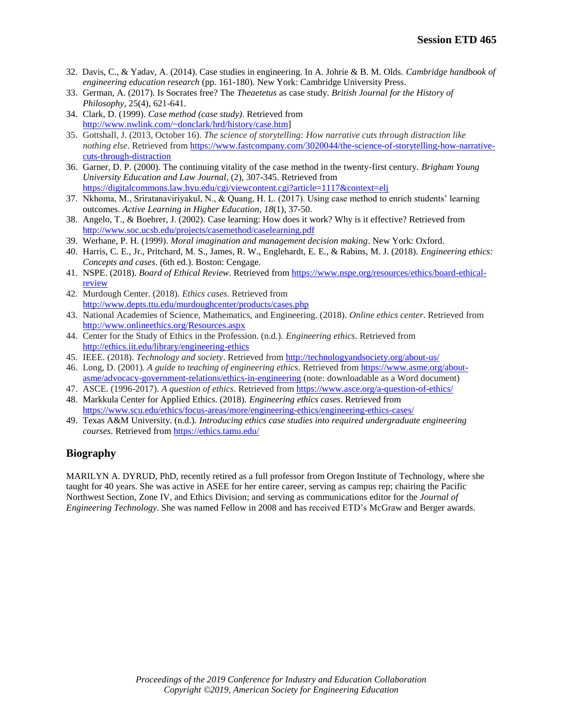32. Davis, C., & Yadav, A. (2014). Case studies in engineering. In A. Johrie & B. M. Olds. *Cambridge handbook of engineering education research* (pp. 161-180). New York: Cambridge University Press.
33. German, A. (2017). Is Socrates free? The *Theaetetus* as case study. *British Journal for the History of Philosophy*, 25(4), 621-641.
34. Clark, D. (1999). *Case method (case study)*. Retrieved from http://www.nwlink.com/~donclark/hrd/history/case.htm]
35. Gottshall, J. (2013, October 16). *The science of storytelling: How narrative cuts through distraction like nothing else*. Retrieved from https://www.fastcompany.com/3020044/the-science-of-storytelling-how-narrative-cuts-through-distraction
36. Garner, D. P. (2000). The continuing vitality of the case method in the twenty-first century. *Brigham Young University Education and Law Journal*, (2), 307-345. Retrieved from https://digitalcommons.law.byu.edu/cgi/viewcontent.cgi?article=1117&context=elj
37. Nkhoma, M., Sriratanaviriyakul, N., & Quang, H. L. (2017). Using case method to enrich students' learning outcomes. *Active Learning in Higher Education*, *18*(1), 37-50.
38. Angelo, T., & Boehrer, J. (2002). Case learning: How does it work? Why is it effective? Retrieved from http://www.soc.ucsb.edu/projects/casemethod/caselearning.pdf
39. Werhane, P. H. (1999). *Moral imagination and management decision making*. New York: Oxford.
40. Harris, C. E., Jr., Pritchard, M. S., James, R. W., Englehardt, E. E., & Rabins, M. J. (2018). *Engineering ethics: Concepts and cases*. (6th ed.). Boston: Cengage.
41. NSPE. (2018). *Board of Ethical Review*. Retrieved from https://www.nspe.org/resources/ethics/board-ethical-review
42. Murdough Center. (2018). *Ethics cases*. Retrieved from http://www.depts.ttu.edu/murdoughcenter/products/cases.php
43. National Academies of Science, Mathematics, and Engineering. (2018). *Online ethics center*. Retrieved from http://www.onlineethics.org/Resources.aspx
44. Center for the Study of Ethics in the Profession. (n.d.). *Engineering ethics*. Retrieved from http://ethics.iit.edu/library/engineering-ethics
45. IEEE. (2018). *Technology and society*. Retrieved from http://technologyandsociety.org/about-us/
46. Long, D. (2001). *A guide to teaching of engineering ethics*. Retrieved from https://www.asme.org/about-asme/advocacy-government-relations/ethics-in-engineering (note: downloadable as a Word document)
47. ASCE. (1996-2017). *A question of ethics*. Retrieved from https://www.asce.org/a-question-of-ethics/
48. Markkula Center for Applied Ethics. (2018). *Engineering ethics cases*. Retrieved from https://www.scu.edu/ethics/focus-areas/more/engineering-ethics/engineering-ethics-cases/
49. Texas A&M University. (n.d.). *Introducing ethics case studies into required undergraduate engineering courses*. Retrieved from https://ethics.tamu.edu/

## Biography

MARILYN A. DYRUD, PhD, recently retired as a full professor from Oregon Institute of Technology, where she taught for 40 years. She was active in ASEE for her entire career, serving as campus rep; chairing the Pacific Northwest Section, Zone IV, and Ethics Division; and serving as communications editor for the *Journal of Engineering Technology*. She was named Fellow in 2008 and has received ETD's McGraw and Berger awards.